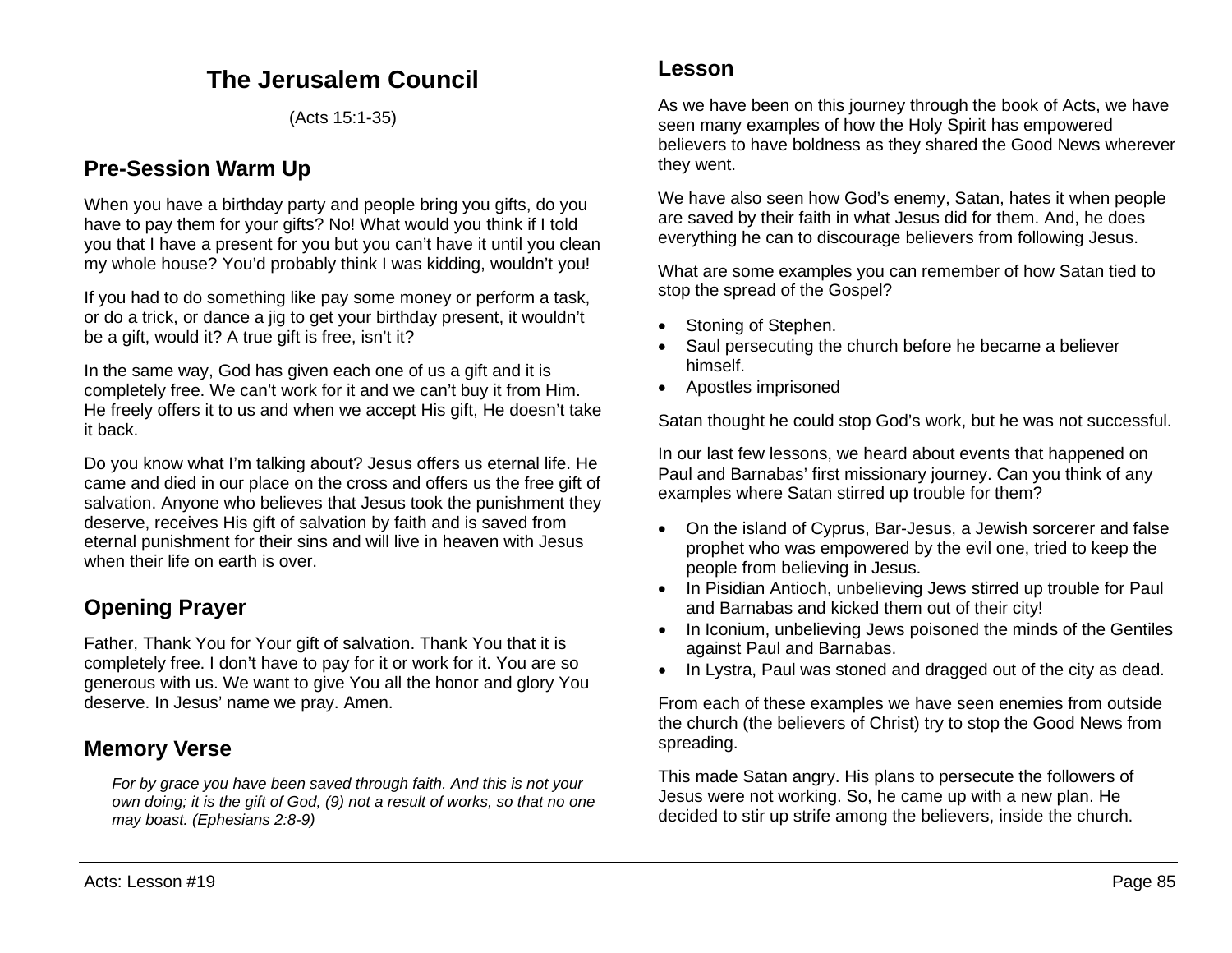# The Jerusalem Council

(Acts 15:1-35)

## Pre-Session Warm Up

When you have a birthday party and people bring you gifts, do you have to pay them for your gifts? No! What would you think if I told you that I have a present for you but you can't have it until you clean my whole house? You'd probably think I was kidding, wouldn't you!

If you had to do something like pay some money or perform a task, or do a trick, or dance a jig to get your birthday present, it wouldn't be a gift, would it? A true gift is free, isn't it?

In the same way, God has given each one of us a gift and it is completely free. We can't work for it and we can't buy it from Him. He freely offers it to us and when we accept His gift, He doesn't take it back.

Do you know what I'm talking about? Jesus offers us eternal life. He came and died in our place on the cross and offers us the free gift of salvation. Anyone who believes that Jesus took the punishment they deserve, receives His gift of salvation by faith and is saved from eternal punishment for their sins and will live in heaven with Jesus when their life on earth is over.

## Opening Prayer

Father, Thank You for Your gift of salvation. Thank You that it is completely free. I don't have to pay for it or work for it. You are so generous with us. We want to give You all the honor and glory You deserve. In Jesus' name we pray. Amen.

## Memory Verse

> *For by grace you have been saved through faith. And this is not your own doing; it is the gift of God, (9) not a result of works, so that no one may boast. (Ephesians 2:8-9)*

## Lesson

As we have been on this journey through the book of Acts, we have seen many examples of how the Holy Spirit has empowered believers to have boldness as they shared the Good News wherever they went.

We have also seen how God's enemy, Satan, hates it when people are saved by their faith in what Jesus did for them. And, he does everything he can to discourage believers from following Jesus.

What are some examples you can remember of how Satan tied to stop the spread of the Gospel?

- Stoning of Stephen.
- Saul persecuting the church before he became a believer himself.
- Apostles imprisoned

Satan thought he could stop God's work, but he was not successful.

In our last few lessons, we heard about events that happened on Paul and Barnabas' first missionary journey. Can you think of any examples where Satan stirred up trouble for them?

- On the island of Cyprus, Bar-Jesus, a Jewish sorcerer and false prophet who was empowered by the evil one, tried to keep the people from believing in Jesus.
- In Pisidian Antioch, unbelieving Jews stirred up trouble for Paul and Barnabas and kicked them out of their city!
- In Iconium, unbelieving Jews poisoned the minds of the Gentiles against Paul and Barnabas.
- In Lystra, Paul was stoned and dragged out of the city as dead.

From each of these examples we have seen enemies from outside the church (the believers of Christ) try to stop the Good News from spreading.

This made Satan angry. His plans to persecute the followers of Jesus were not working. So, he came up with a new plan. He decided to stir up strife among the believers, inside the church.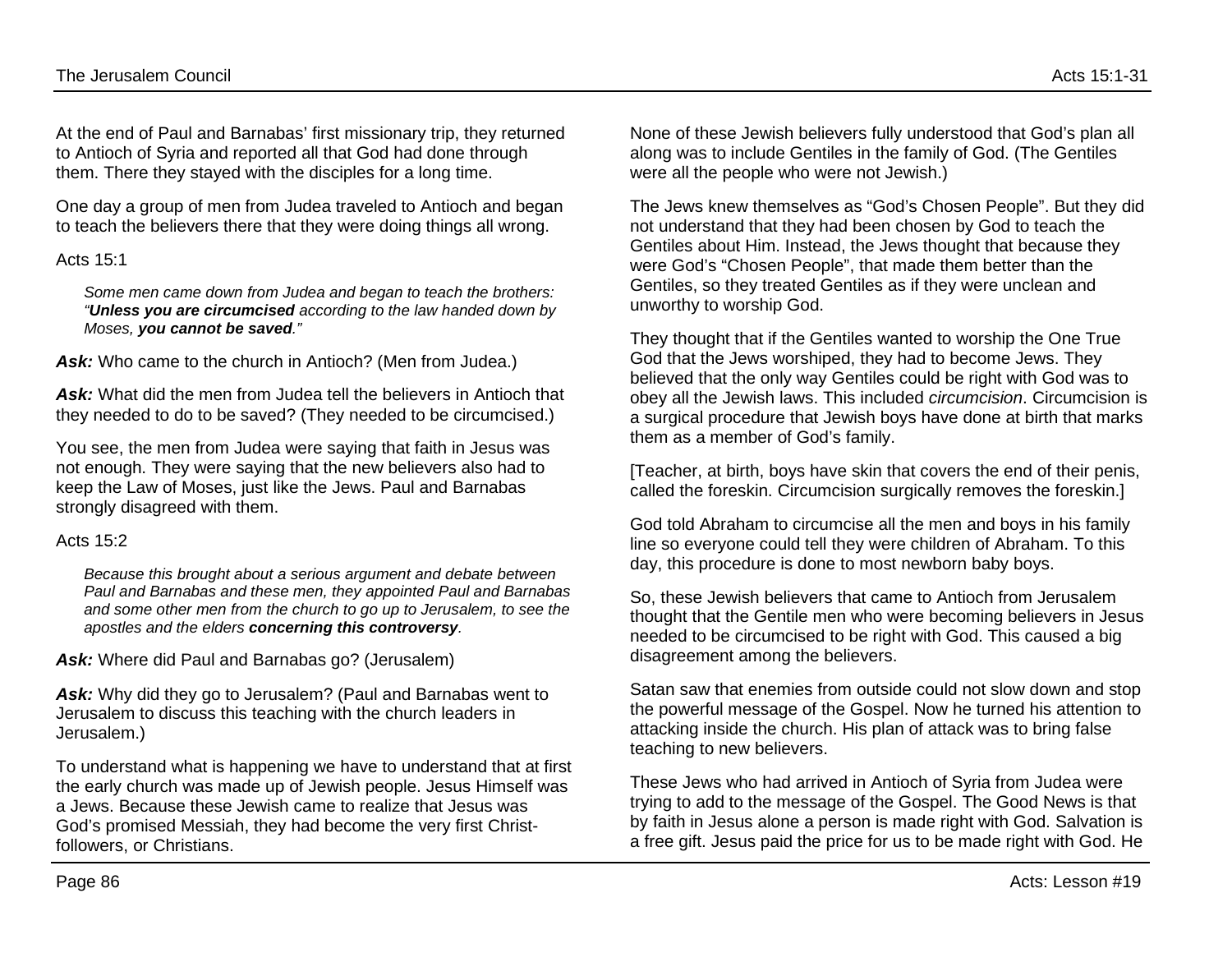At the end of Paul and Barnabas' first missionary trip, they returned to Antioch of Syria and reported all that God had done through them. There they stayed with the disciples for a long time.

One day a group of men from Judea traveled to Antioch and began to teach the believers there that they were doing things all wrong.

Acts 15:1

> *Some men came down from Judea and began to teach the brothers: "**Unless you are circumcised** according to the law handed down by Moses, **you cannot be saved**."*

***Ask:*** Who came to the church in Antioch? (Men from Judea.)

***Ask:*** What did the men from Judea tell the believers in Antioch that they needed to do to be saved? (They needed to be circumcised.)

You see, the men from Judea were saying that faith in Jesus was not enough. They were saying that the new believers also had to keep the Law of Moses, just like the Jews. Paul and Barnabas strongly disagreed with them.

Acts 15:2

> *Because this brought about a serious argument and debate between Paul and Barnabas and these men, they appointed Paul and Barnabas and some other men from the church to go up to Jerusalem, to see the apostles and the elders **concerning this controversy**.*

***Ask:*** Where did Paul and Barnabas go? (Jerusalem)

***Ask:*** Why did they go to Jerusalem? (Paul and Barnabas went to Jerusalem to discuss this teaching with the church leaders in Jerusalem.)

To understand what is happening we have to understand that at first the early church was made up of Jewish people. Jesus Himself was a Jews. Because these Jewish came to realize that Jesus was God's promised Messiah, they had become the very first Christ-followers, or Christians.

None of these Jewish believers fully understood that God's plan all along was to include Gentiles in the family of God. (The Gentiles were all the people who were not Jewish.)

The Jews knew themselves as "God's Chosen People". But they did not understand that they had been chosen by God to teach the Gentiles about Him. Instead, the Jews thought that because they were God's "Chosen People", that made them better than the Gentiles, so they treated Gentiles as if they were unclean and unworthy to worship God.

They thought that if the Gentiles wanted to worship the One True God that the Jews worshiped, they had to become Jews. They believed that the only way Gentiles could be right with God was to obey all the Jewish laws. This included *circumcision*. Circumcision is a surgical procedure that Jewish boys have done at birth that marks them as a member of God's family.

[Teacher, at birth, boys have skin that covers the end of their penis, called the foreskin. Circumcision surgically removes the foreskin.]

God told Abraham to circumcise all the men and boys in his family line so everyone could tell they were children of Abraham. To this day, this procedure is done to most newborn baby boys.

So, these Jewish believers that came to Antioch from Jerusalem thought that the Gentile men who were becoming believers in Jesus needed to be circumcised to be right with God. This caused a big disagreement among the believers.

Satan saw that enemies from outside could not slow down and stop the powerful message of the Gospel. Now he turned his attention to attacking inside the church. His plan of attack was to bring false teaching to new believers.

These Jews who had arrived in Antioch of Syria from Judea were trying to add to the message of the Gospel. The Good News is that by faith in Jesus alone a person is made right with God. Salvation is a free gift. Jesus paid the price for us to be made right with God. He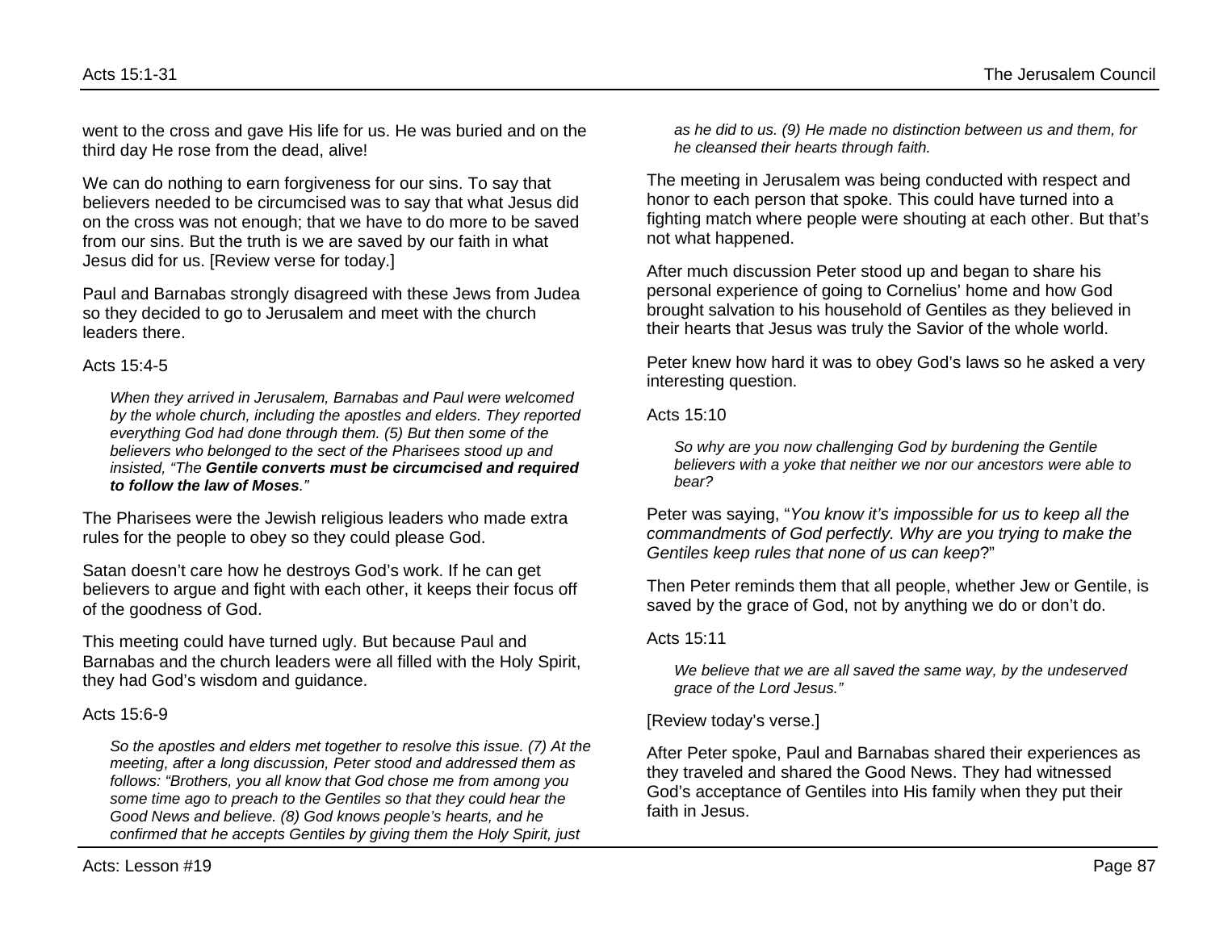went to the cross and gave His life for us. He was buried and on the third day He rose from the dead, alive!

We can do nothing to earn forgiveness for our sins. To say that believers needed to be circumcised was to say that what Jesus did on the cross was not enough; that we have to do more to be saved from our sins. But the truth is we are saved by our faith in what Jesus did for us. [Review verse for today.]

Paul and Barnabas strongly disagreed with these Jews from Judea so they decided to go to Jerusalem and meet with the church leaders there.

Acts 15:4-5

> *When they arrived in Jerusalem, Barnabas and Paul were welcomed by the whole church, including the apostles and elders. They reported everything God had done through them. (5) But then some of the believers who belonged to the sect of the Pharisees stood up and insisted, "The **Gentile converts must be circumcised and required to follow the law of Moses**."*

The Pharisees were the Jewish religious leaders who made extra rules for the people to obey so they could please God.

Satan doesn't care how he destroys God's work. If he can get believers to argue and fight with each other, it keeps their focus off of the goodness of God.

This meeting could have turned ugly. But because Paul and Barnabas and the church leaders were all filled with the Holy Spirit, they had God's wisdom and guidance.

Acts 15:6-9

> *So the apostles and elders met together to resolve this issue. (7) At the meeting, after a long discussion, Peter stood and addressed them as follows: "Brothers, you all know that God chose me from among you some time ago to preach to the Gentiles so that they could hear the Good News and believe. (8) God knows people's hearts, and he confirmed that he accepts Gentiles by giving them the Holy Spirit, just as he did to us. (9) He made no distinction between us and them, for he cleansed their hearts through faith.*

The meeting in Jerusalem was being conducted with respect and honor to each person that spoke. This could have turned into a fighting match where people were shouting at each other. But that's not what happened.

After much discussion Peter stood up and began to share his personal experience of going to Cornelius' home and how God brought salvation to his household of Gentiles as they believed in their hearts that Jesus was truly the Savior of the whole world.

Peter knew how hard it was to obey God's laws so he asked a very interesting question.

Acts 15:10

> *So why are you now challenging God by burdening the Gentile believers with a yoke that neither we nor our ancestors were able to bear?*

Peter was saying, "*You know it's impossible for us to keep all the commandments of God perfectly. Why are you trying to make the Gentiles keep rules that none of us can keep*?"

Then Peter reminds them that all people, whether Jew or Gentile, is saved by the grace of God, not by anything we do or don't do.

Acts 15:11

> *We believe that we are all saved the same way, by the undeserved grace of the Lord Jesus."*

[Review today's verse.]

After Peter spoke, Paul and Barnabas shared their experiences as they traveled and shared the Good News. They had witnessed God's acceptance of Gentiles into His family when they put their faith in Jesus.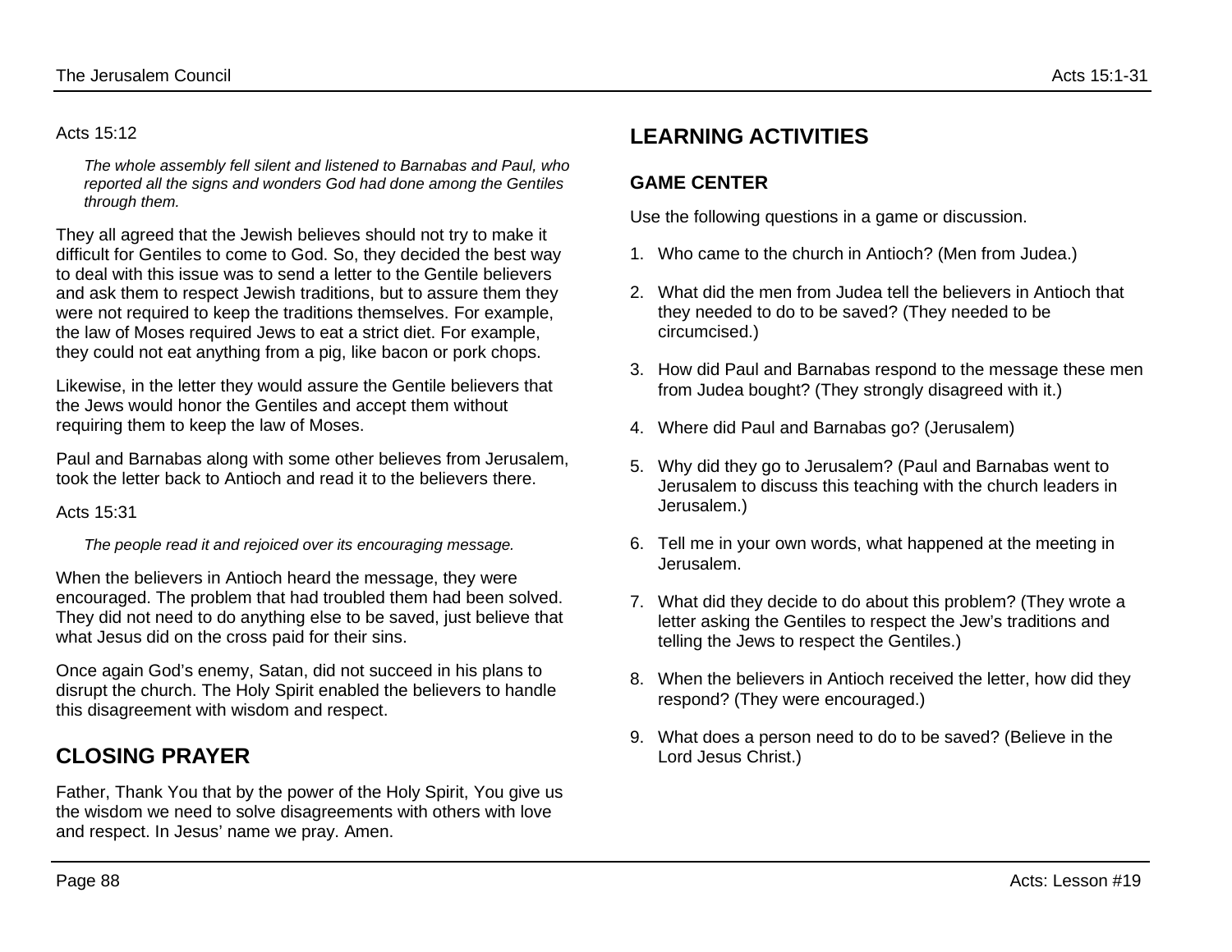Acts 15:12

> *The whole assembly fell silent and listened to Barnabas and Paul, who reported all the signs and wonders God had done among the Gentiles through them.*

They all agreed that the Jewish believes should not try to make it difficult for Gentiles to come to God. So, they decided the best way to deal with this issue was to send a letter to the Gentile believers and ask them to respect Jewish traditions, but to assure them they were not required to keep the traditions themselves. For example, the law of Moses required Jews to eat a strict diet. For example, they could not eat anything from a pig, like bacon or pork chops.

Likewise, in the letter they would assure the Gentile believers that the Jews would honor the Gentiles and accept them without requiring them to keep the law of Moses.

Paul and Barnabas along with some other believes from Jerusalem, took the letter back to Antioch and read it to the believers there.

Acts 15:31

> *The people read it and rejoiced over its encouraging message.*

When the believers in Antioch heard the message, they were encouraged. The problem that had troubled them had been solved. They did not need to do anything else to be saved, just believe that what Jesus did on the cross paid for their sins.

Once again God's enemy, Satan, did not succeed in his plans to disrupt the church. The Holy Spirit enabled the believers to handle this disagreement with wisdom and respect.

## CLOSING PRAYER

Father, Thank You that by the power of the Holy Spirit, You give us the wisdom we need to solve disagreements with others with love and respect. In Jesus' name we pray. Amen.

## LEARNING ACTIVITIES

### GAME CENTER

Use the following questions in a game or discussion.

1. Who came to the church in Antioch? (Men from Judea.)
2. What did the men from Judea tell the believers in Antioch that they needed to do to be saved? (They needed to be circumcised.)
3. How did Paul and Barnabas respond to the message these men from Judea bought? (They strongly disagreed with it.)
4. Where did Paul and Barnabas go? (Jerusalem)
5. Why did they go to Jerusalem? (Paul and Barnabas went to Jerusalem to discuss this teaching with the church leaders in Jerusalem.)
6. Tell me in your own words, what happened at the meeting in Jerusalem.
7. What did they decide to do about this problem? (They wrote a letter asking the Gentiles to respect the Jew's traditions and telling the Jews to respect the Gentiles.)
8. When the believers in Antioch received the letter, how did they respond? (They were encouraged.)
9. What does a person need to do to be saved? (Believe in the Lord Jesus Christ.)